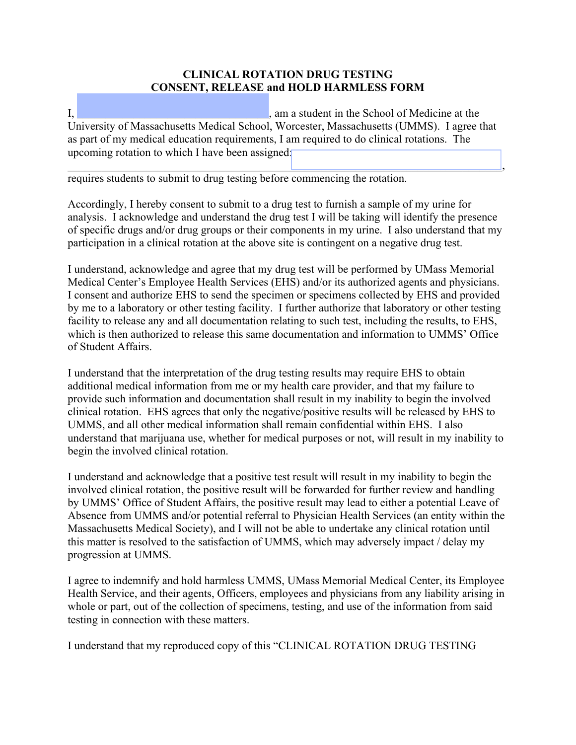**CLINICAL ROTATION DRUG TESTING**
**CONSENT, RELEASE and HOLD HARMLESS FORM**

I, ______________________________, am a student in the School of Medicine at the University of Massachusetts Medical School, Worcester, Massachusetts (UMMS). I agree that as part of my medical education requirements, I am required to do clinical rotations. The upcoming rotation to which I have been assigned: ______________________________________________________________, requires students to submit to drug testing before commencing the rotation.

Accordingly, I hereby consent to submit to a drug test to furnish a sample of my urine for analysis. I acknowledge and understand the drug test I will be taking will identify the presence of specific drugs and/or drug groups or their components in my urine. I also understand that my participation in a clinical rotation at the above site is contingent on a negative drug test.

I understand, acknowledge and agree that my drug test will be performed by UMass Memorial Medical Center's Employee Health Services (EHS) and/or its authorized agents and physicians. I consent and authorize EHS to send the specimen or specimens collected by EHS and provided by me to a laboratory or other testing facility. I further authorize that laboratory or other testing facility to release any and all documentation relating to such test, including the results, to EHS, which is then authorized to release this same documentation and information to UMMS' Office of Student Affairs.

I understand that the interpretation of the drug testing results may require EHS to obtain additional medical information from me or my health care provider, and that my failure to provide such information and documentation shall result in my inability to begin the involved clinical rotation. EHS agrees that only the negative/positive results will be released by EHS to UMMS, and all other medical information shall remain confidential within EHS. I also understand that marijuana use, whether for medical purposes or not, will result in my inability to begin the involved clinical rotation.

I understand and acknowledge that a positive test result will result in my inability to begin the involved clinical rotation, the positive result will be forwarded for further review and handling by UMMS' Office of Student Affairs, the positive result may lead to either a potential Leave of Absence from UMMS and/or potential referral to Physician Health Services (an entity within the Massachusetts Medical Society), and I will not be able to undertake any clinical rotation until this matter is resolved to the satisfaction of UMMS, which may adversely impact / delay my progression at UMMS.

I agree to indemnify and hold harmless UMMS, UMass Memorial Medical Center, its Employee Health Service, and their agents, Officers, employees and physicians from any liability arising in whole or part, out of the collection of specimens, testing, and use of the information from said testing in connection with these matters.

I understand that my reproduced copy of this "CLINICAL ROTATION DRUG TESTING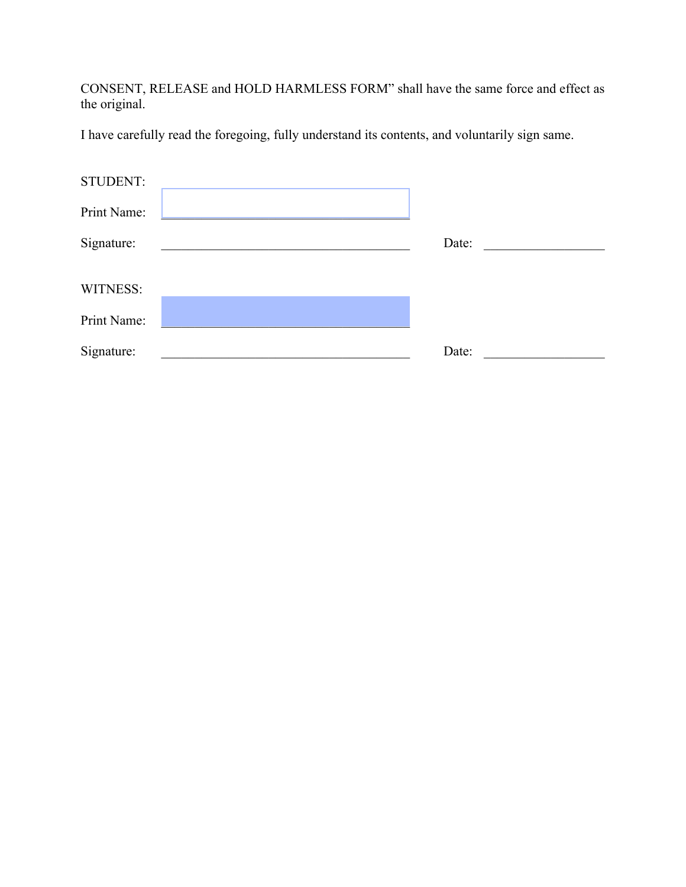CONSENT, RELEASE and HOLD HARMLESS FORM" shall have the same force and effect as the original.

I have carefully read the foregoing, fully understand its contents, and voluntarily sign same.

STUDENT:

Print Name: ______________________________

Signature: ______________________________ Date: ____________________

WITNESS:

Print Name: ______________________________

Signature: ______________________________ Date: ____________________